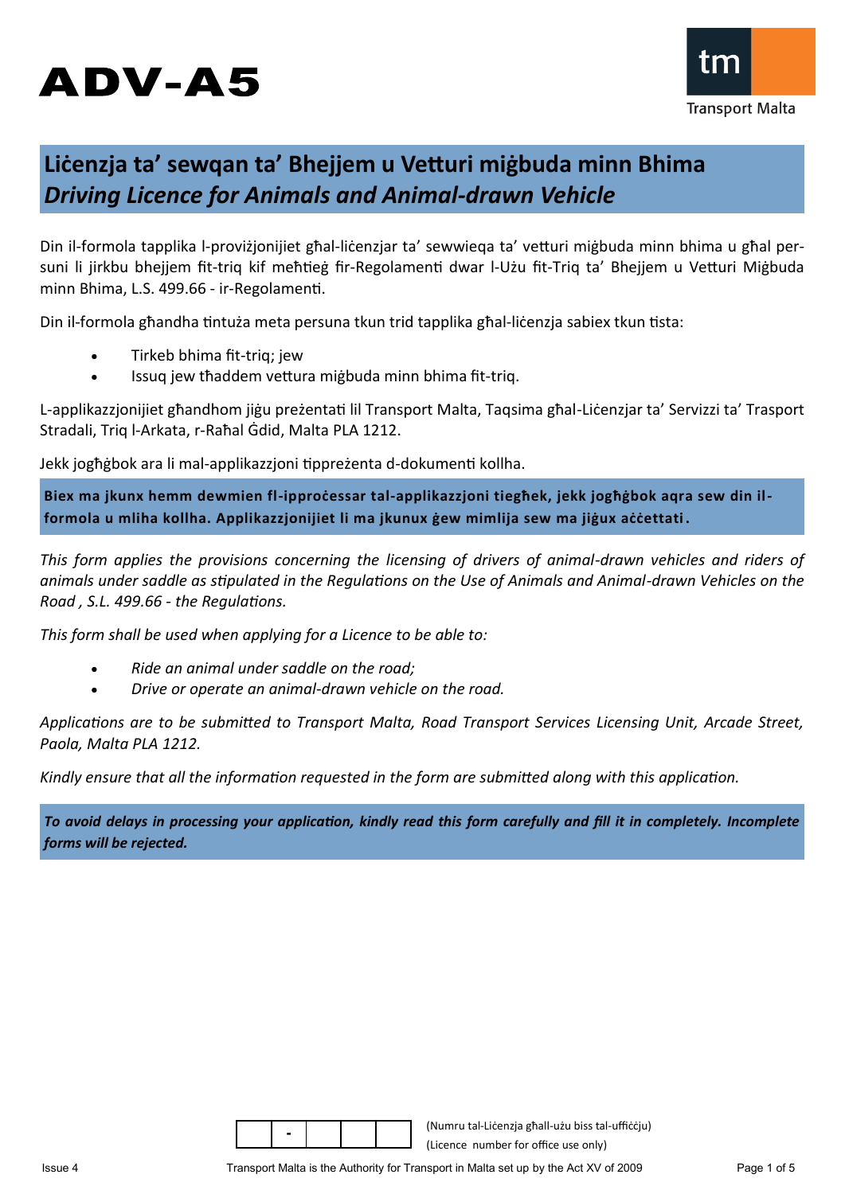# ADV-A5

Transport Malta

## Liċenzja ta' sewqan ta' Bhejjem u Vetturi miġbuda minn Bhima
## *Driving Licence for Animals and Animal-drawn Vehicle*

Din il-formola tapplika l-proviżjonijiet għal-liċenzjar ta' sewwieqa ta' vetturi miġbuda minn bhima u għal persuni li jirkbu bhejjem fit-triq kif meħtieġ fir-Regolamenti dwar l-Użu fit-Triq ta' Bhejjem u Vetturi Miġbuda minn Bhima, L.S. 499.66 - ir-Regolamenti.

Din il-formola għandha tintuża meta persuna tkun trid tapplika għal-liċenzja sabiex tkun tista:

- Tirkeb bhima fit-triq; jew
- Issuq jew tħaddem vettura miġbuda minn bhima fit-triq.

L-applikazzjonijiet għandhom jiġu preżentati lil Transport Malta, Taqsima għal-Liċenzjar ta' Servizzi ta' Trasport Stradali, Triq l-Arkata, r-Raħal Ġdid, Malta PLA 1212.

Jekk jogħġbok ara li mal-applikazzjoni tippreżenta d-dokumenti kollha.

**Biex ma jkunx hemm dewmien fl-ipproċessar tal-applikazzjoni tiegħek, jekk jogħġbok aqra sew din il-formola u mliha kollha. Applikazzjonijiet li ma jkunux ġew mimlija sew ma jiġux aċċettati.**

*This form applies the provisions concerning the licensing of drivers of animal-drawn vehicles and riders of animals under saddle as stipulated in the Regulations on the Use of Animals and Animal-drawn Vehicles on the Road , S.L. 499.66 - the Regulations.*

*This form shall be used when applying for a Licence to be able to:*

- *Ride an animal under saddle on the road;*
- *Drive or operate an animal-drawn vehicle on the road.*

*Applications are to be submitted to Transport Malta, Road Transport Services Licensing Unit, Arcade Street, Paola, Malta PLA 1212.*

*Kindly ensure that all the information requested in the form are submitted along with this application.*

***To avoid delays in processing your application, kindly read this form carefully and fill it in completely. Incomplete forms will be rejected.***

| | - | | | |
|---|---|---|---|---|

(Numru tal-Liċenzja għall-użu biss tal-uffiċċju)
(Licence number for office use only)

Issue 4

Transport Malta is the Authority for Transport in Malta set up by the Act XV of 2009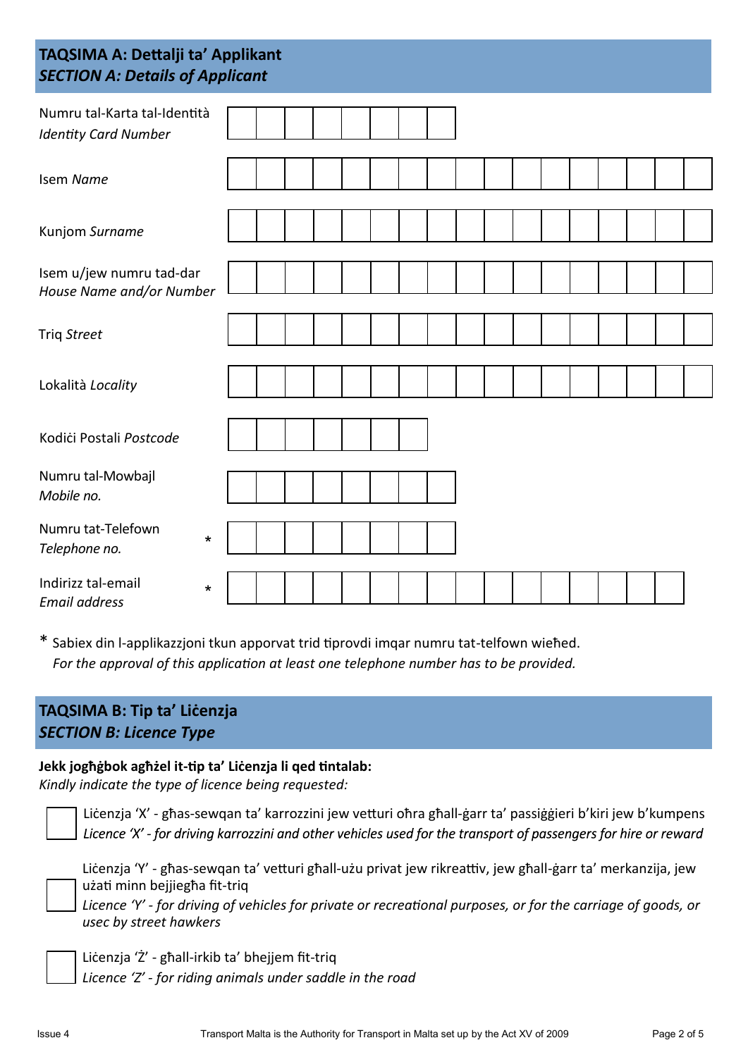## TAQSIMA A: Dettalji ta' Applikant
## *SECTION A: Details of Applicant*

| | |
|---|---|
| Numru tal-Karta tal-Identità *Identity Card Number* | |
| Isem *Name* | |
| Kunjom *Surname* | |
| Isem u/jew numru tad-dar *House Name and/or Number* | |
| Triq *Street* | |
| Lokalità *Locality* | |
| Kodiċi Postali *Postcode* | |
| Numru tal-Mowbajl *Mobile no.* | |
| Numru tat-Telefown *Telephone no.* * | |
| Indirizz tal-email *Email address* * | |

\* Sabiex din l-applikazzjoni tkun apporvat trid tiprovdi imqar numru tat-telfown wieħed.
*For the approval of this application at least one telephone number has to be provided.*

## TAQSIMA B: Tip ta' Liċenzja
## *SECTION B: Licence Type*

**Jekk jogħġbok agħżel it-tip ta' Liċenzja li qed tintalab:**
*Kindly indicate the type of licence being requested:*

- ☐ Liċenzja 'X' - għas-sewqan ta' karrozzini jew vetturi oħra għall-ġarr ta' passiġġieri b'kiri jew b'kumpens
  *Licence 'X' - for driving karrozzini and other vehicles used for the transport of passengers for hire or reward*

- ☐ Liċenzja 'Y' - għas-sewqan ta' vetturi għall-użu privat jew rikreattiv, jew għall-ġarr ta' merkanzija, jew użati minn bejjiegħa fit-triq
  *Licence 'Y' - for driving of vehicles for private or recreational purposes, or for the carriage of goods, or usec by street hawkers*

- ☐ Liċenzja 'Ż' - għall-irkib ta' bhejjem fit-triq
  *Licence 'Z' - for riding animals under saddle in the road*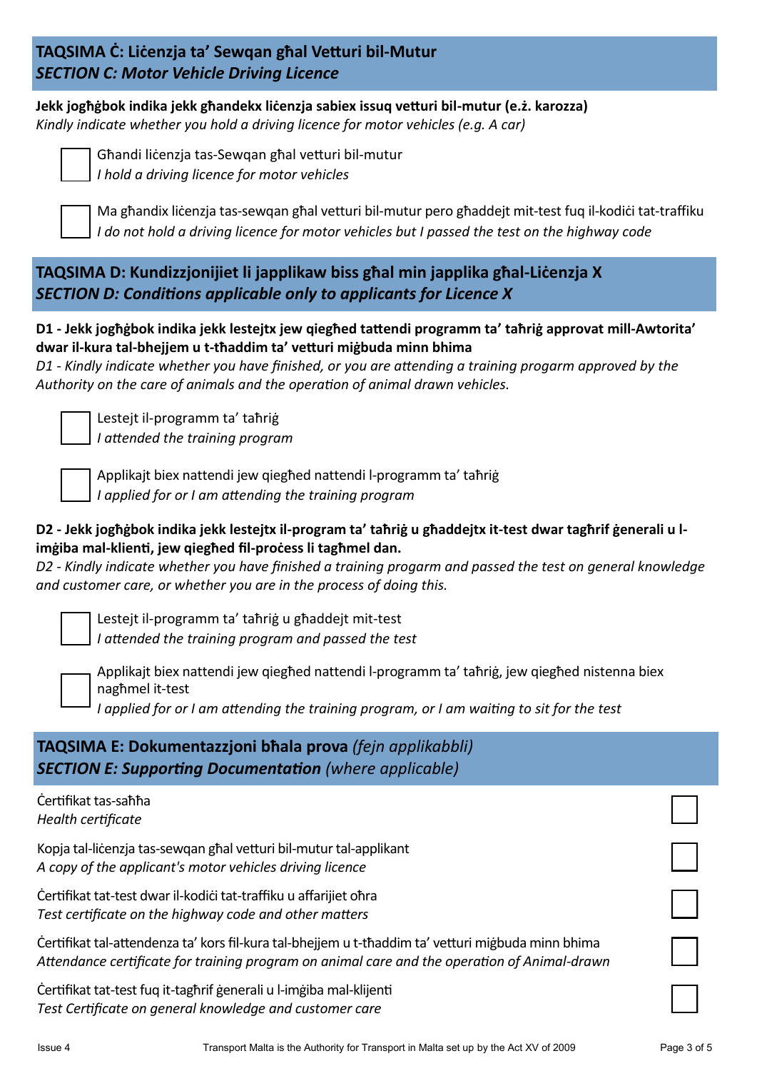## TAQSIMA Ċ: Liċenzja ta' Sewqan għal Vetturi bil-Mutur
## *SECTION C: Motor Vehicle Driving Licence*

**Jekk jogħġbok indika jekk għandekx liċenzja sabiex issuq vetturi bil-mutur (e.ż. karozza)**
*Kindly indicate whether you hold a driving licence for motor vehicles (e.g. A car)*

☐ Għandi liċenzja tas-Sewqan għal vetturi bil-mutur
*I hold a driving licence for motor vehicles*

☐ Ma għandix liċenzja tas-sewqan għal vetturi bil-mutur pero għaddejt mit-test fuq il-kodiċi tat-traffiku
*I do not hold a driving licence for motor vehicles but I passed the test on the highway code*

## TAQSIMA D: Kundizzjonijiet li japplikaw biss għal min japplika għal-Liċenzja X
## *SECTION D: Conditions applicable only to applicants for Licence X*

**D1 - Jekk jogħġbok indika jekk lestejtx jew qiegħed tattendi programm ta' taħriġ approvat mill-Awtorita' dwar il-kura tal-bhejjem u t-tħaddim ta' vetturi miġbuda minn bhima**
*D1 - Kindly indicate whether you have finished, or you are attending a training progarm approved by the Authority on the care of animals and the operation of animal drawn vehicles.*

☐ Lestejt il-programm ta' taħriġ
*I attended the training program*

☐ Applikajt biex nattendi jew qiegħed nattendi l-programm ta' taħriġ
*I applied for or I am attending the training program*

**D2 - Jekk jogħġbok indika jekk lestejtx il-program ta' taħriġ u għaddejtx it-test dwar tagħrif ġenerali u l-imġiba mal-klienti, jew qiegħed fil-proċess li tagħmel dan.**
*D2 - Kindly indicate whether you have finished a training progarm and passed the test on general knowledge and customer care, or whether you are in the process of doing this.*

☐ Lestejt il-programm ta' taħriġ u għaddejt mit-test
*I attended the training program and passed the test*

☐ Applikajt biex nattendi jew qiegħed nattendi l-programm ta' taħriġ, jew qiegħed nistenna biex nagħmel it-test
*I applied for or I am attending the training program, or I am waiting to sit for the test*

## TAQSIMA E: Dokumentazzjoni bħala prova *(fejn applikabbli)*
## *SECTION E: Supporting Documentation (where applicable)*

Ċertifikat tas-saħħa
*Health certificate* ☐

Kopja tal-liċenzja tas-sewqan għal vetturi bil-mutur tal-applikant
*A copy of the applicant's motor vehicles driving licence* ☐

Ċertifikat tat-test dwar il-kodiċi tat-traffiku u affarijiet oħra
*Test certificate on the highway code and other matters* ☐

Ċertifikat tal-attendenza ta' kors fil-kura tal-bhejjem u t-tħaddim ta' vetturi miġbuda minn bhima
*Attendance certificate for training program on animal care and the operation of Animal-drawn* ☐

Ċertifikat tat-test fuq it-tagħrif ġenerali u l-imġiba mal-klijenti
*Test Certificate on general knowledge and customer care* ☐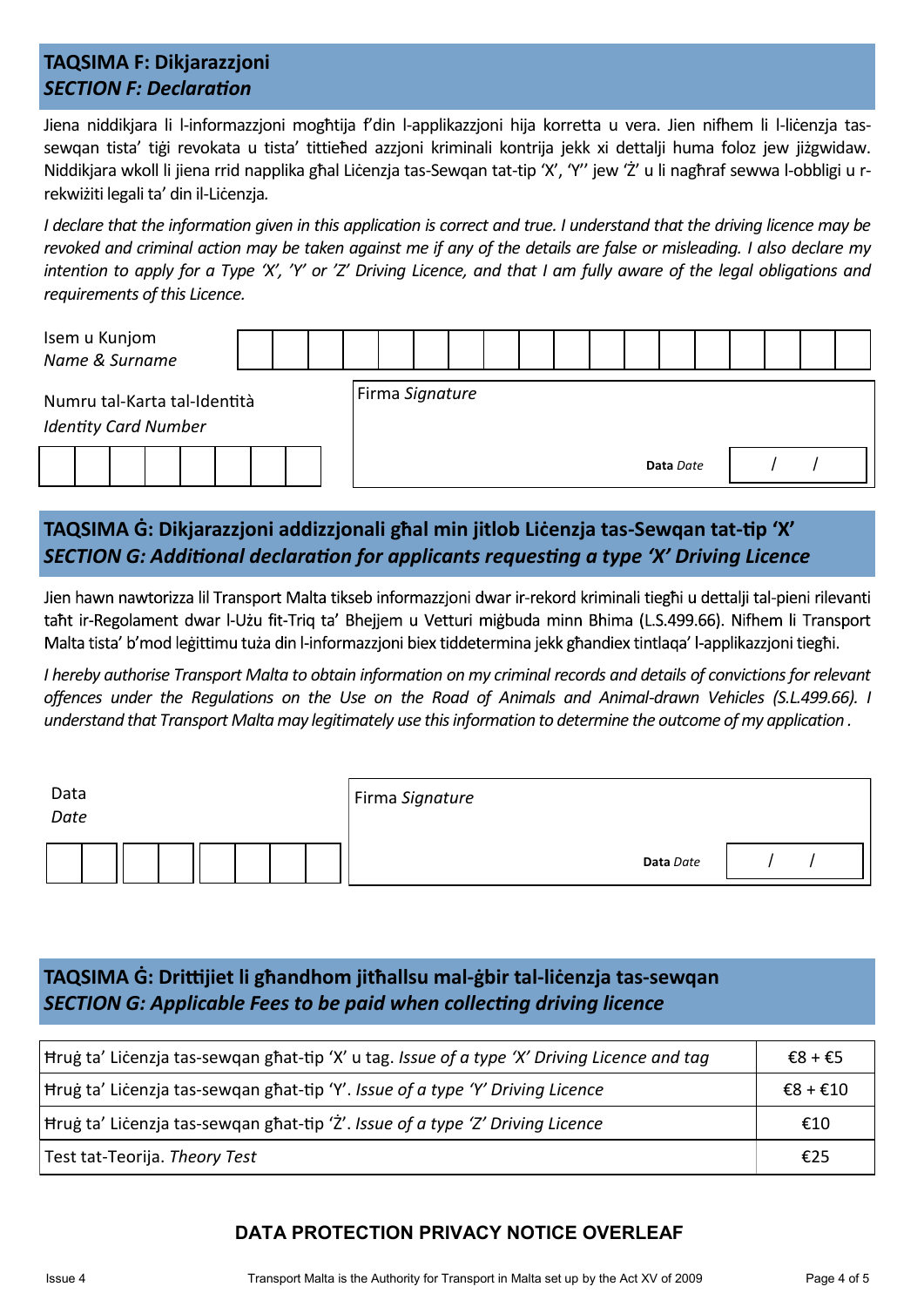## TAQSIMA F: Dikjarazzjoni
## *SECTION F: Declaration*

Jiena niddikjara li l-informazzjoni mogħtija f'din l-applikazzjoni hija korretta u vera. Jien nifhem li l-liċenzja tas-sewqan tista' tiġi revokata u tista' tittieħed azzjoni kriminali kontrija jekk xi dettalji huma foloz jew jiżgwidaw. Niddikjara wkoll li jiena rrid napplika għal Liċenzja tas-Sewqan tat-tip 'X', 'Y'' jew 'Ż' u li nagħraf sewwa l-obbligi u r-rekwiżiti legali ta' din il-Liċenzja.

*I declare that the information given in this application is correct and true. I understand that the driving licence may be revoked and criminal action may be taken against me if any of the details are false or misleading. I also declare my intention to apply for a Type 'X', 'Y' or 'Z' Driving Licence, and that I am fully aware of the legal obligations and requirements of this Licence.*

Isem u Kunjom *Name & Surname*

Numru tal-Karta tal-Identità *Identity Card Number*

Firma *Signature*

**Data** *Date* / /

## TAQSIMA Ġ: Dikjarazzjoni addizzjonali għal min jitlob Liċenzja tas-Sewqan tat-tip 'X'
## *SECTION G: Additional declaration for applicants requesting a type 'X' Driving Licence*

Jien hawn nawtorizza lil Transport Malta tikseb informazzjoni dwar ir-rekord kriminali tiegħi u dettalji tal-pieni rilevanti taħt ir-Regolament dwar l-Użu fit-Triq ta' Bhejjem u Vetturi miġbuda minn Bhima (L.S.499.66). Nifhem li Transport Malta tista' b'mod leġittimu tuża din l-informazzjoni biex tiddetermina jekk għandiex tintlaqa' l-applikazzjoni tiegħi.

*I hereby authorise Transport Malta to obtain information on my criminal records and details of convictions for relevant offences under the Regulations on the Use on the Road of Animals and Animal-drawn Vehicles (S.L.499.66). I understand that Transport Malta may legitimately use this information to determine the outcome of my application .*

Data *Date*

Firma *Signature*

**Data** *Date* / /

## TAQSIMA Ġ: Drittijiet li għandhom jitħallsu mal-ġbir tal-liċenzja tas-sewqan
## *SECTION G: Applicable Fees to be paid when collecting driving licence*

| | |
|---|---|
| Ħruġ ta' Liċenzja tas-sewqan għat-tip 'X' u tag. *Issue of a type 'X' Driving Licence and tag* | €8 + €5 |
| Ħruġ ta' Liċenzja tas-sewqan għat-tip 'Y'. *Issue of a type 'Y' Driving Licence* | €8 + €10 |
| Ħruġ ta' Liċenzja tas-sewqan għat-tip 'Ż'. *Issue of a type 'Z' Driving Licence* | €10 |
| Test tat-Teorija. *Theory Test* | €25 |

**DATA PROTECTION PRIVACY NOTICE OVERLEAF**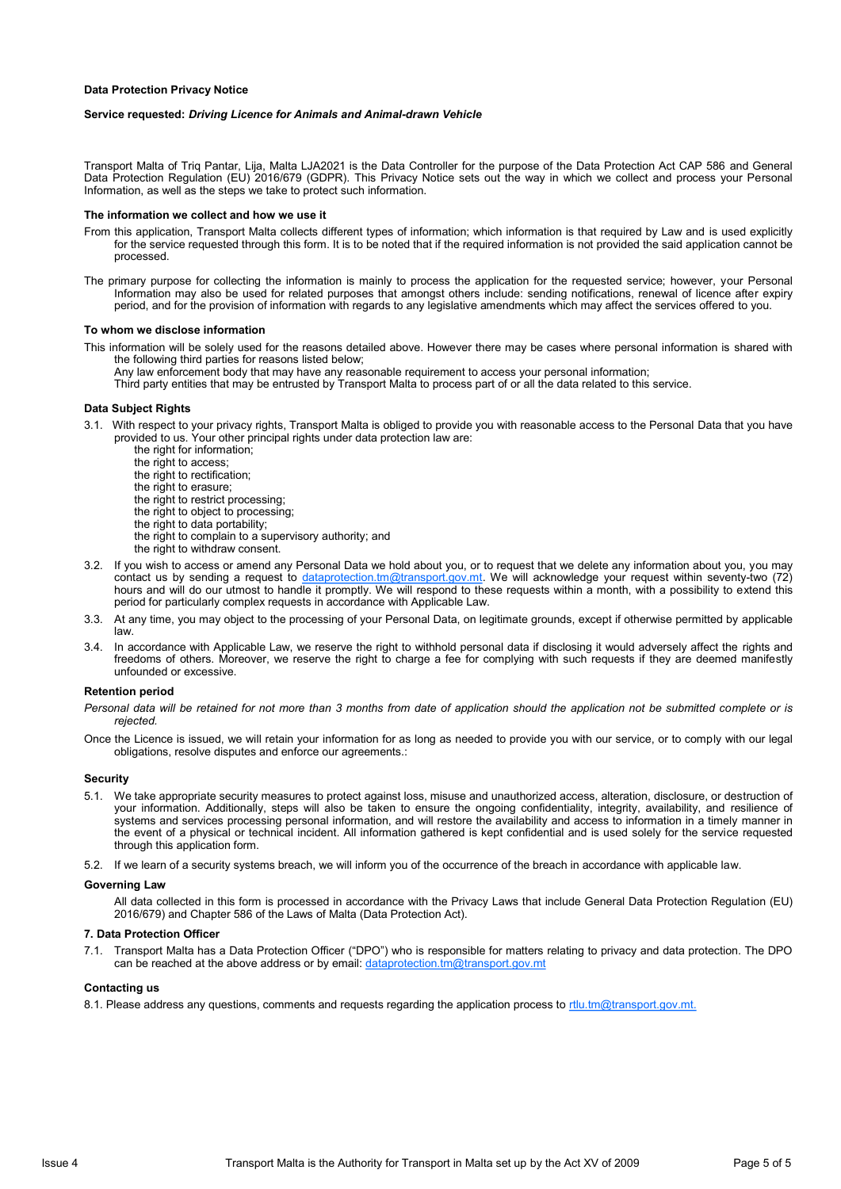**Data Protection Privacy Notice**

**Service requested:** ***Driving Licence for Animals and Animal-drawn Vehicle***

Transport Malta of Triq Pantar, Lija, Malta LJA2021 is the Data Controller for the purpose of the Data Protection Act CAP 586 and General Data Protection Regulation (EU) 2016/679 (GDPR). This Privacy Notice sets out the way in which we collect and process your Personal Information, as well as the steps we take to protect such information.

**The information we collect and how we use it**

From this application, Transport Malta collects different types of information; which information is that required by Law and is used explicitly for the service requested through this form. It is to be noted that if the required information is not provided the said application cannot be processed.

The primary purpose for collecting the information is mainly to process the application for the requested service; however, your Personal Information may also be used for related purposes that amongst others include: sending notifications, renewal of licence after expiry period, and for the provision of information with regards to any legislative amendments which may affect the services offered to you.

**To whom we disclose information**

This information will be solely used for the reasons detailed above. However there may be cases where personal information is shared with the following third parties for reasons listed below;

Any law enforcement body that may have any reasonable requirement to access your personal information;

Third party entities that may be entrusted by Transport Malta to process part of or all the data related to this service.

**Data Subject Rights**

3.1. With respect to your privacy rights, Transport Malta is obliged to provide you with reasonable access to the Personal Data that you have provided to us. Your other principal rights under data protection law are:

- the right for information;
- the right to access;
- the right to rectification;
- the right to erasure;
- the right to restrict processing;
- the right to object to processing;
- the right to data portability;
- the right to complain to a supervisory authority; and
- the right to withdraw consent.

3.2. If you wish to access or amend any Personal Data we hold about you, or to request that we delete any information about you, you may contact us by sending a request to dataprotection.tm@transport.gov.mt. We will acknowledge your request within seventy-two (72) hours and will do our utmost to handle it promptly. We will respond to these requests within a month, with a possibility to extend this period for particularly complex requests in accordance with Applicable Law.

3.3. At any time, you may object to the processing of your Personal Data, on legitimate grounds, except if otherwise permitted by applicable law.

3.4. In accordance with Applicable Law, we reserve the right to withhold personal data if disclosing it would adversely affect the rights and freedoms of others. Moreover, we reserve the right to charge a fee for complying with such requests if they are deemed manifestly unfounded or excessive.

**Retention period**

*Personal data will be retained for not more than 3 months from date of application should the application not be submitted complete or is rejected.*

Once the Licence is issued, we will retain your information for as long as needed to provide you with our service, or to comply with our legal obligations, resolve disputes and enforce our agreements.:

**Security**

5.1. We take appropriate security measures to protect against loss, misuse and unauthorized access, alteration, disclosure, or destruction of your information. Additionally, steps will also be taken to ensure the ongoing confidentiality, integrity, availability, and resilience of systems and services processing personal information, and will restore the availability and access to information in a timely manner in the event of a physical or technical incident. All information gathered is kept confidential and is used solely for the service requested through this application form.

5.2. If we learn of a security systems breach, we will inform you of the occurrence of the breach in accordance with applicable law.

**Governing Law**

All data collected in this form is processed in accordance with the Privacy Laws that include General Data Protection Regulation (EU) 2016/679) and Chapter 586 of the Laws of Malta (Data Protection Act).

**7. Data Protection Officer**

7.1. Transport Malta has a Data Protection Officer ("DPO") who is responsible for matters relating to privacy and data protection. The DPO can be reached at the above address or by email: dataprotection.tm@transport.gov.mt

**Contacting us**

8.1. Please address any questions, comments and requests regarding the application process to rtlu.tm@transport.gov.mt.